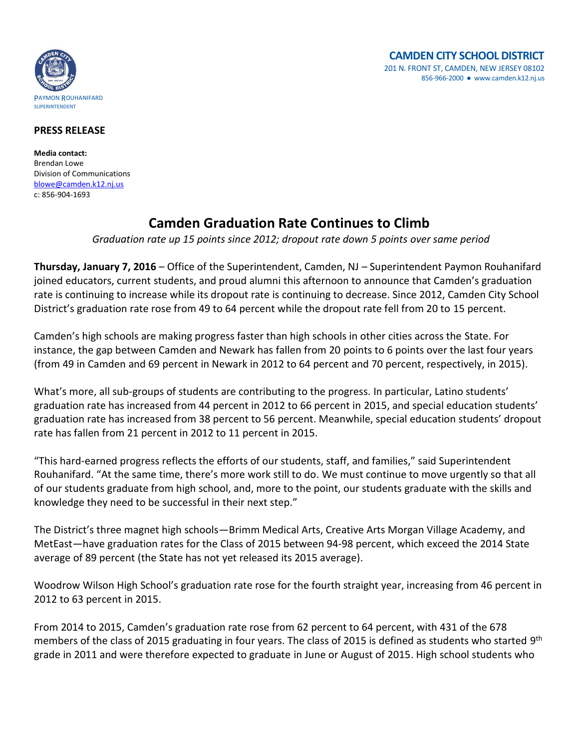PAYMON ROUHANIFARD
SUPERINTENDENT

**CAMDEN CITY SCHOOL DISTRICT**
201 N. FRONT ST, CAMDEN, NEW JERSEY 08102
856-966-2000 ● www.camden.k12.nj.us

**PRESS RELEASE**

**Media contact:**
Brendan Lowe
Division of Communications
blowe@camden.k12.nj.us
c: 856-904-1693

# Camden Graduation Rate Continues to Climb

*Graduation rate up 15 points since 2012; dropout rate down 5 points over same period*

**Thursday, January 7, 2016** – Office of the Superintendent, Camden, NJ – Superintendent Paymon Rouhanifard joined educators, current students, and proud alumni this afternoon to announce that Camden's graduation rate is continuing to increase while its dropout rate is continuing to decrease. Since 2012, Camden City School District's graduation rate rose from 49 to 64 percent while the dropout rate fell from 20 to 15 percent.

Camden's high schools are making progress faster than high schools in other cities across the State. For instance, the gap between Camden and Newark has fallen from 20 points to 6 points over the last four years (from 49 in Camden and 69 percent in Newark in 2012 to 64 percent and 70 percent, respectively, in 2015).

What's more, all sub-groups of students are contributing to the progress. In particular, Latino students' graduation rate has increased from 44 percent in 2012 to 66 percent in 2015, and special education students' graduation rate has increased from 38 percent to 56 percent. Meanwhile, special education students' dropout rate has fallen from 21 percent in 2012 to 11 percent in 2015.

"This hard-earned progress reflects the efforts of our students, staff, and families," said Superintendent Rouhanifard. "At the same time, there's more work still to do. We must continue to move urgently so that all of our students graduate from high school, and, more to the point, our students graduate with the skills and knowledge they need to be successful in their next step."

The District's three magnet high schools—Brimm Medical Arts, Creative Arts Morgan Village Academy, and MetEast—have graduation rates for the Class of 2015 between 94-98 percent, which exceed the 2014 State average of 89 percent (the State has not yet released its 2015 average).

Woodrow Wilson High School's graduation rate rose for the fourth straight year, increasing from 46 percent in 2012 to 63 percent in 2015.

From 2014 to 2015, Camden's graduation rate rose from 62 percent to 64 percent, with 431 of the 678 members of the class of 2015 graduating in four years. The class of 2015 is defined as students who started 9th grade in 2011 and were therefore expected to graduate in June or August of 2015. High school students who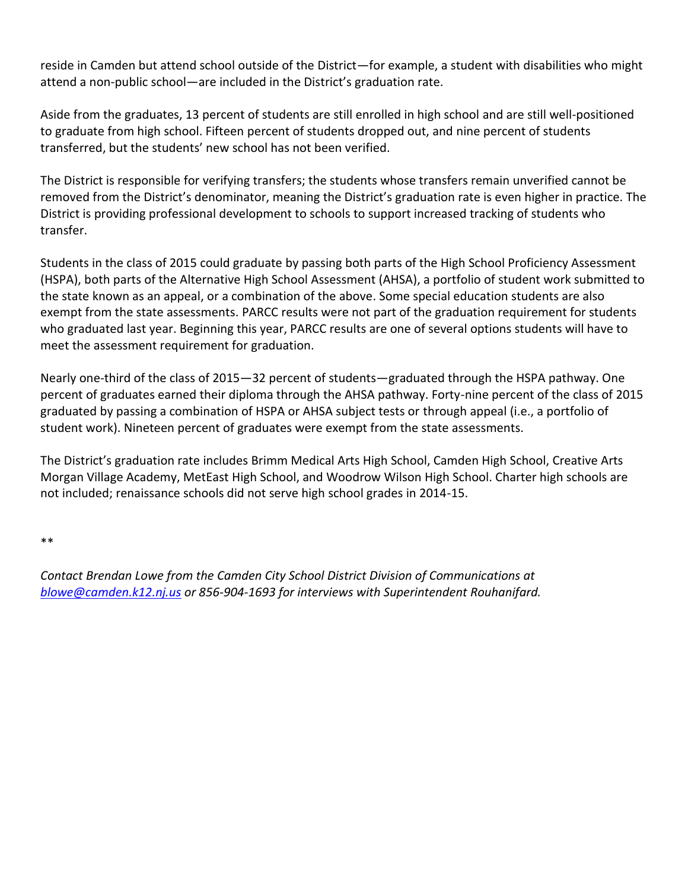reside in Camden but attend school outside of the District—for example, a student with disabilities who might attend a non-public school—are included in the District's graduation rate.

Aside from the graduates, 13 percent of students are still enrolled in high school and are still well-positioned to graduate from high school. Fifteen percent of students dropped out, and nine percent of students transferred, but the students' new school has not been verified.

The District is responsible for verifying transfers; the students whose transfers remain unverified cannot be removed from the District's denominator, meaning the District's graduation rate is even higher in practice. The District is providing professional development to schools to support increased tracking of students who transfer.

Students in the class of 2015 could graduate by passing both parts of the High School Proficiency Assessment (HSPA), both parts of the Alternative High School Assessment (AHSA), a portfolio of student work submitted to the state known as an appeal, or a combination of the above. Some special education students are also exempt from the state assessments. PARCC results were not part of the graduation requirement for students who graduated last year. Beginning this year, PARCC results are one of several options students will have to meet the assessment requirement for graduation.

Nearly one-third of the class of 2015—32 percent of students—graduated through the HSPA pathway. One percent of graduates earned their diploma through the AHSA pathway. Forty-nine percent of the class of 2015 graduated by passing a combination of HSPA or AHSA subject tests or through appeal (i.e., a portfolio of student work). Nineteen percent of graduates were exempt from the state assessments.

The District's graduation rate includes Brimm Medical Arts High School, Camden High School, Creative Arts Morgan Village Academy, MetEast High School, and Woodrow Wilson High School. Charter high schools are not included; renaissance schools did not serve high school grades in 2014-15.

**

*Contact Brendan Lowe from the Camden City School District Division of Communications at blowe@camden.k12.nj.us or 856-904-1693 for interviews with Superintendent Rouhanifard.*